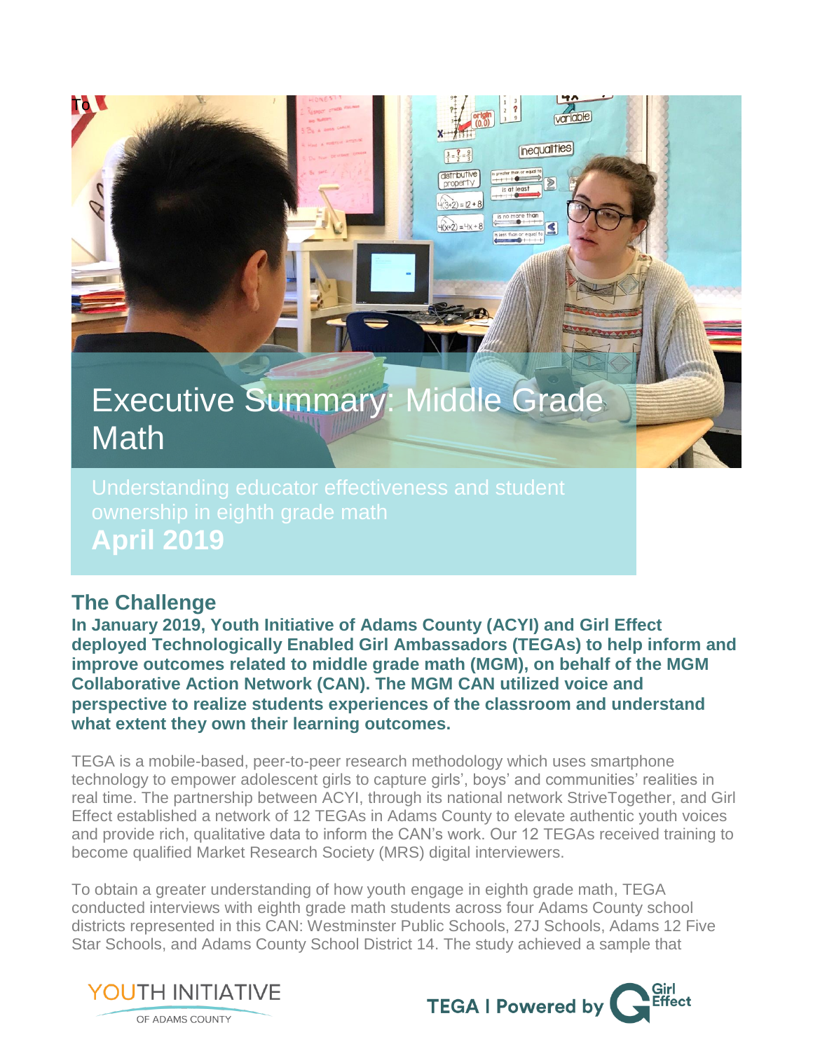# Executive Summary: Middle Grade Math

Understanding educator effectiveness and student ownership in eighth grade math

**April 2019**

## The Challenge

**In January 2019, Youth Initiative of Adams County (ACYI) and Girl Effect deployed Technologically Enabled Girl Ambassadors (TEGAs) to help inform and improve outcomes related to middle grade math (MGM), on behalf of the MGM Collaborative Action Network (CAN). The MGM CAN utilized voice and perspective to realize students experiences of the classroom and understand what extent they own their learning outcomes.**

TEGA is a mobile-based, peer-to-peer research methodology which uses smartphone technology to empower adolescent girls to capture girls', boys' and communities' realities in real time. The partnership between ACYI, through its national network StriveTogether, and Girl Effect established a network of 12 TEGAs in Adams County to elevate authentic youth voices and provide rich, qualitative data to inform the CAN's work. Our 12 TEGAs received training to become qualified Market Research Society (MRS) digital interviewers.

To obtain a greater understanding of how youth engage in eighth grade math, TEGA conducted interviews with eighth grade math students across four Adams County school districts represented in this CAN: Westminster Public Schools, 27J Schools, Adams 12 Five Star Schools, and Adams County School District 14. The study achieved a sample that

YOUTH INITIATIVE OF ADAMS COUNTY

TEGA | Powered by Girl Effect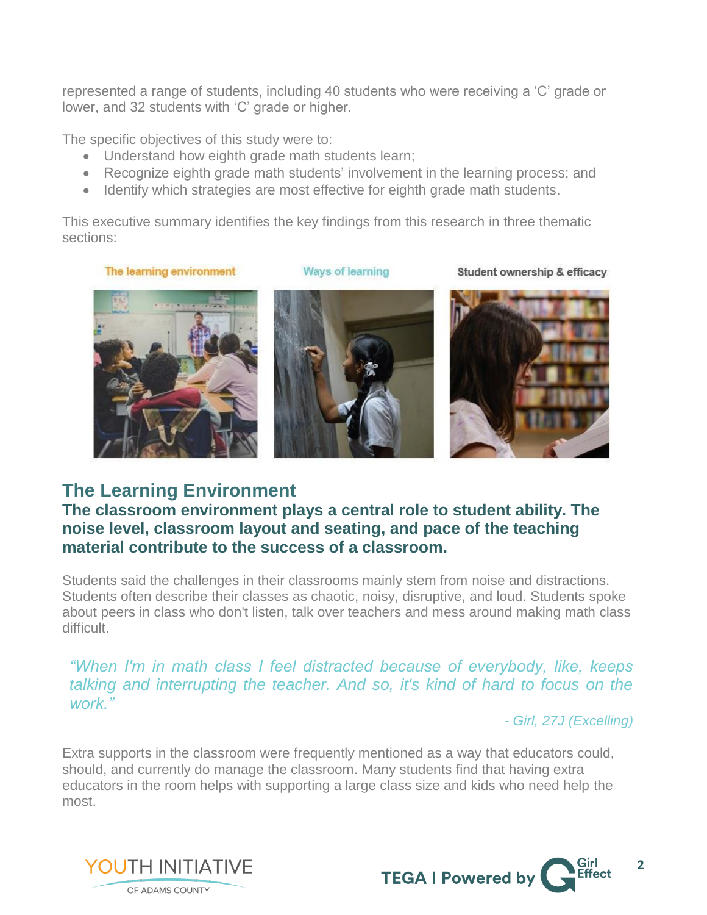represented a range of students, including 40 students who were receiving a ‘C’ grade or lower, and 32 students with ‘C’ grade or higher.

The specific objectives of this study were to:

- Understand how eighth grade math students learn;
- Recognize eighth grade math students’ involvement in the learning process; and
- Identify which strategies are most effective for eighth grade math students.

This executive summary identifies the key findings from this research in three thematic sections:

The learning environment | Ways of learning | Student ownership & efficacy

## The Learning Environment

### The classroom environment plays a central role to student ability. The noise level, classroom layout and seating, and pace of the teaching material contribute to the success of a classroom.

Students said the challenges in their classrooms mainly stem from noise and distractions. Students often describe their classes as chaotic, noisy, disruptive, and loud. Students spoke about peers in class who don't listen, talk over teachers and mess around making math class difficult.

> *“When I'm in math class I feel distracted because of everybody, like, keeps talking and interrupting the teacher. And so, it's kind of hard to focus on the work.”*
>
> *- Girl, 27J (Excelling)*

Extra supports in the classroom were frequently mentioned as a way that educators could, should, and currently do manage the classroom. Many students find that having extra educators in the room helps with supporting a large class size and kids who need help the most.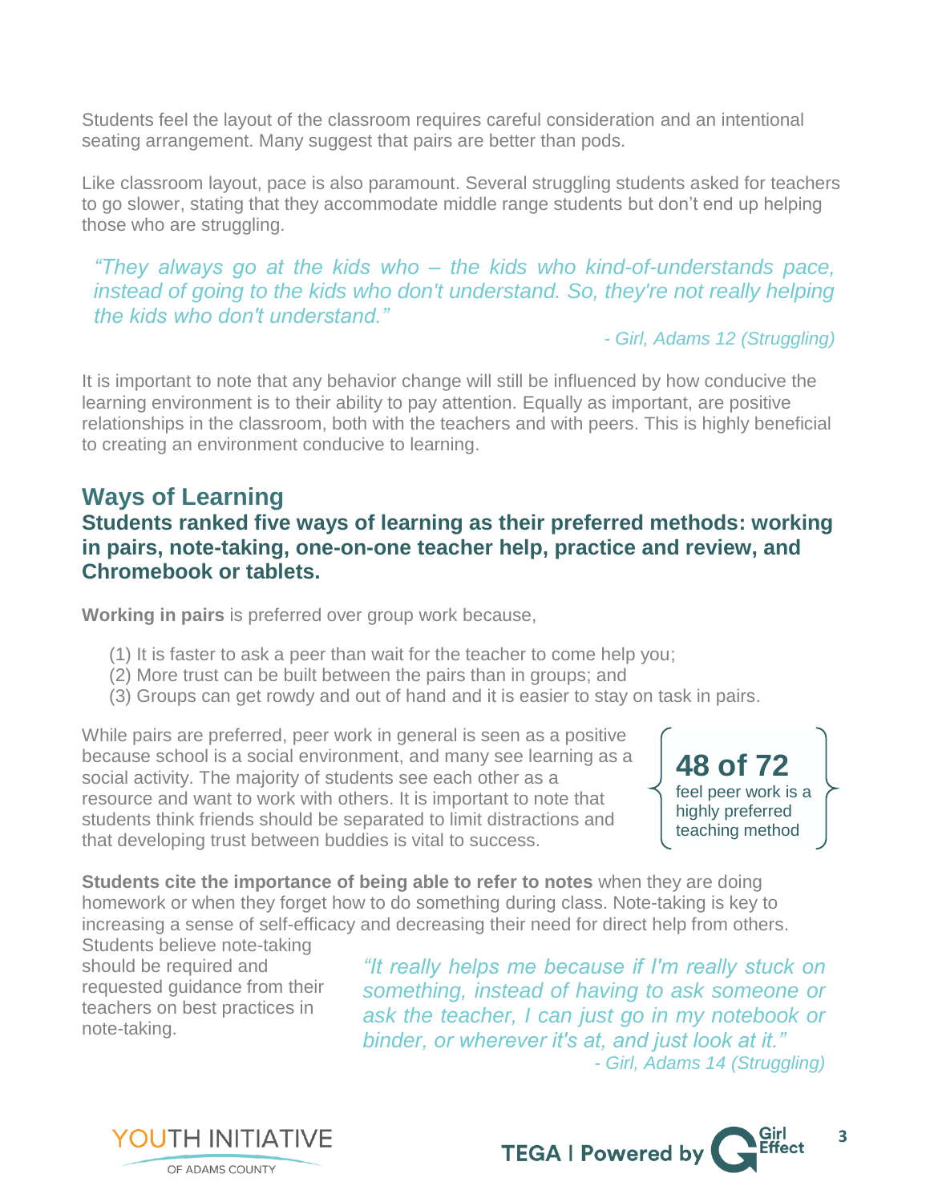Students feel the layout of the classroom requires careful consideration and an intentional seating arrangement. Many suggest that pairs are better than pods.

Like classroom layout, pace is also paramount. Several struggling students asked for teachers to go slower, stating that they accommodate middle range students but don't end up helping those who are struggling.

> *"They always go at the kids who – the kids who kind-of-understands pace, instead of going to the kids who don't understand. So, they're not really helping the kids who don't understand."*
>
> *- Girl, Adams 12 (Struggling)*

It is important to note that any behavior change will still be influenced by how conducive the learning environment is to their ability to pay attention. Equally as important, are positive relationships in the classroom, both with the teachers and with peers. This is highly beneficial to creating an environment conducive to learning.

## Ways of Learning

### Students ranked five ways of learning as their preferred methods: working in pairs, note-taking, one-on-one teacher help, practice and review, and Chromebook or tablets.

**Working in pairs** is preferred over group work because,

(1) It is faster to ask a peer than wait for the teacher to come help you;
(2) More trust can be built between the pairs than in groups; and
(3) Groups can get rowdy and out of hand and it is easier to stay on task in pairs.

While pairs are preferred, peer work in general is seen as a positive because school is a social environment, and many see learning as a social activity. The majority of students see each other as a resource and want to work with others. It is important to note that students think friends should be separated to limit distractions and that developing trust between buddies is vital to success.

**48 of 72** feel peer work is a highly preferred teaching method

**Students cite the importance of being able to refer to notes** when they are doing homework or when they forget how to do something during class. Note-taking is key to increasing a sense of self-efficacy and decreasing their need for direct help from others. Students believe note-taking should be required and requested guidance from their teachers on best practices in note-taking.

> *"It really helps me because if I'm really stuck on something, instead of having to ask someone or ask the teacher, I can just go in my notebook or binder, or wherever it's at, and just look at it."*
>
> *- Girl, Adams 14 (Struggling)*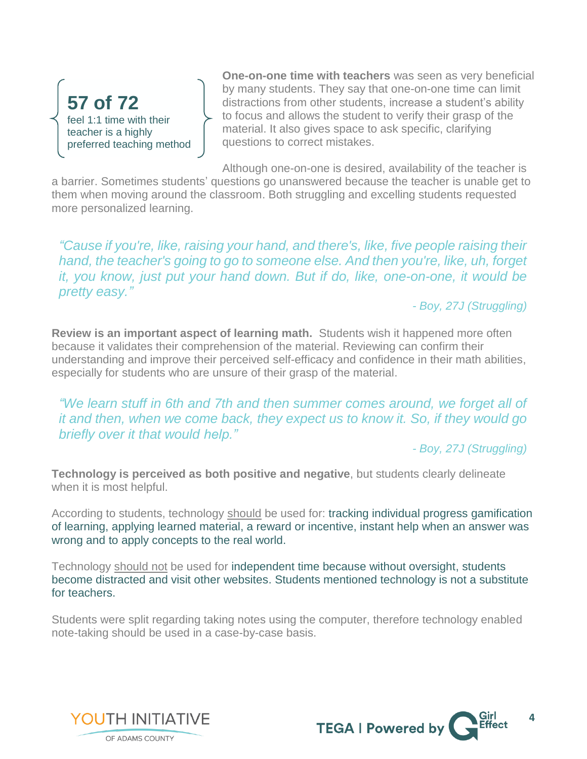**57 of 72**
feel 1:1 time with their teacher is a highly preferred teaching method

**One-on-one time with teachers** was seen as very beneficial by many students. They say that one-on-one time can limit distractions from other students, increase a student's ability to focus and allows the student to verify their grasp of the material. It also gives space to ask specific, clarifying questions to correct mistakes.

Although one-on-one is desired, availability of the teacher is a barrier. Sometimes students' questions go unanswered because the teacher is unable get to them when moving around the classroom. Both struggling and excelling students requested more personalized learning.

*"Cause if you're, like, raising your hand, and there's, like, five people raising their hand, the teacher's going to go to someone else. And then you're, like, uh, forget it, you know, just put your hand down. But if do, like, one-on-one, it would be pretty easy."*

*- Boy, 27J (Struggling)*

**Review is an important aspect of learning math.** Students wish it happened more often because it validates their comprehension of the material. Reviewing can confirm their understanding and improve their perceived self-efficacy and confidence in their math abilities, especially for students who are unsure of their grasp of the material.

*"We learn stuff in 6th and 7th and then summer comes around, we forget all of it and then, when we come back, they expect us to know it. So, if they would go briefly over it that would help."*

*- Boy, 27J (Struggling)*

**Technology is perceived as both positive and negative**, but students clearly delineate when it is most helpful.

According to students, technology should be used for: tracking individual progress gamification of learning, applying learned material, a reward or incentive, instant help when an answer was wrong and to apply concepts to the real world.

Technology should not be used for independent time because without oversight, students become distracted and visit other websites. Students mentioned technology is not a substitute for teachers.

Students were split regarding taking notes using the computer, therefore technology enabled note-taking should be used in a case-by-case basis.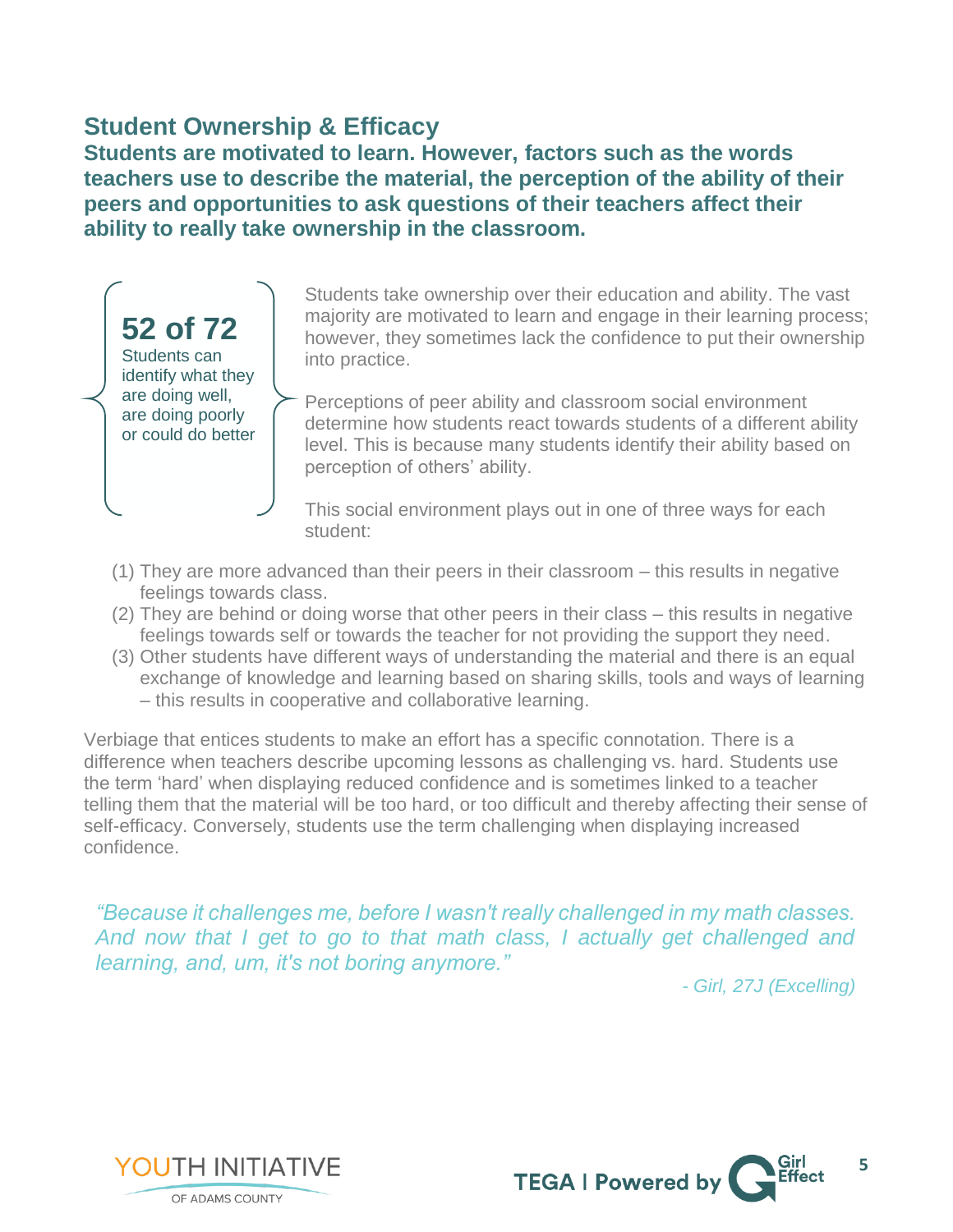## Student Ownership & Efficacy

**Students are motivated to learn. However, factors such as the words teachers use to describe the material, the perception of the ability of their peers and opportunities to ask questions of their teachers affect their ability to really take ownership in the classroom.**

**52 of 72**
Students can identify what they are doing well, are doing poorly or could do better

Students take ownership over their education and ability. The vast majority are motivated to learn and engage in their learning process; however, they sometimes lack the confidence to put their ownership into practice.

Perceptions of peer ability and classroom social environment determine how students react towards students of a different ability level. This is because many students identify their ability based on perception of others' ability.

This social environment plays out in one of three ways for each student:

(1) They are more advanced than their peers in their classroom – this results in negative feelings towards class.
(2) They are behind or doing worse that other peers in their class – this results in negative feelings towards self or towards the teacher for not providing the support they need.
(3) Other students have different ways of understanding the material and there is an equal exchange of knowledge and learning based on sharing skills, tools and ways of learning – this results in cooperative and collaborative learning.

Verbiage that entices students to make an effort has a specific connotation. There is a difference when teachers describe upcoming lessons as challenging vs. hard. Students use the term 'hard' when displaying reduced confidence and is sometimes linked to a teacher telling them that the material will be too hard, or too difficult and thereby affecting their sense of self-efficacy. Conversely, students use the term challenging when displaying increased confidence.

*"Because it challenges me, before I wasn't really challenged in my math classes. And now that I get to go to that math class, I actually get challenged and learning, and, um, it's not boring anymore."*

*- Girl, 27J (Excelling)*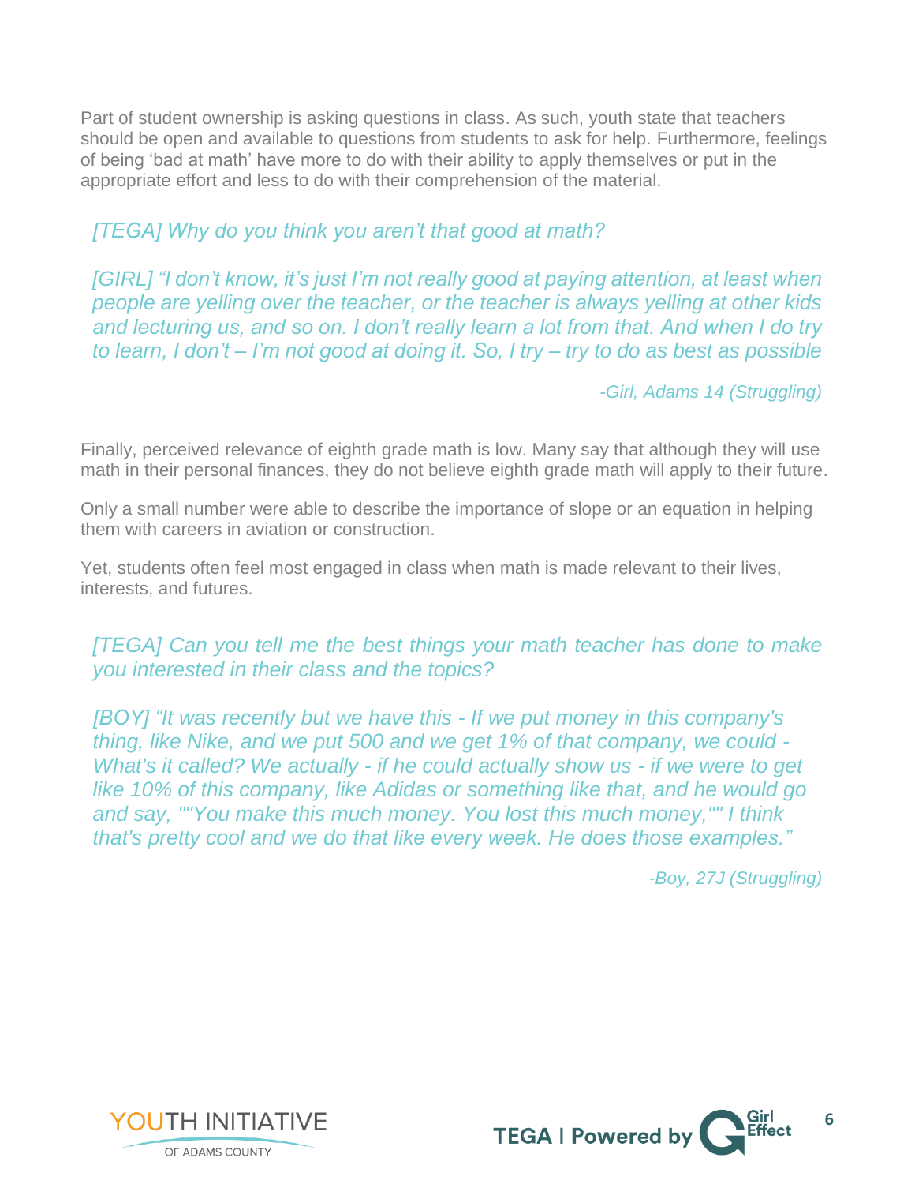Part of student ownership is asking questions in class. As such, youth state that teachers should be open and available to questions from students to ask for help. Furthermore, feelings of being 'bad at math' have more to do with their ability to apply themselves or put in the appropriate effort and less to do with their comprehension of the material.

> *[TEGA] Why do you think you aren't that good at math?*
>
> *[GIRL] "I don't know, it's just I'm not really good at paying attention, at least when people are yelling over the teacher, or the teacher is always yelling at other kids and lecturing us, and so on. I don't really learn a lot from that. And when I do try to learn, I don't – I'm not good at doing it. So, I try – try to do as best as possible*
>
> *-Girl, Adams 14 (Struggling)*

Finally, perceived relevance of eighth grade math is low. Many say that although they will use math in their personal finances, they do not believe eighth grade math will apply to their future.

Only a small number were able to describe the importance of slope or an equation in helping them with careers in aviation or construction.

Yet, students often feel most engaged in class when math is made relevant to their lives, interests, and futures.

> *[TEGA] Can you tell me the best things your math teacher has done to make you interested in their class and the topics?*
>
> *[BOY] "It was recently but we have this - If we put money in this company's thing, like Nike, and we put 500 and we get 1% of that company, we could - What's it called? We actually - if he could actually show us - if we were to get like 10% of this company, like Adidas or something like that, and he would go and say, ""You make this much money. You lost this much money,"" I think that's pretty cool and we do that like every week. He does those examples."*
>
> *-Boy, 27J (Struggling)*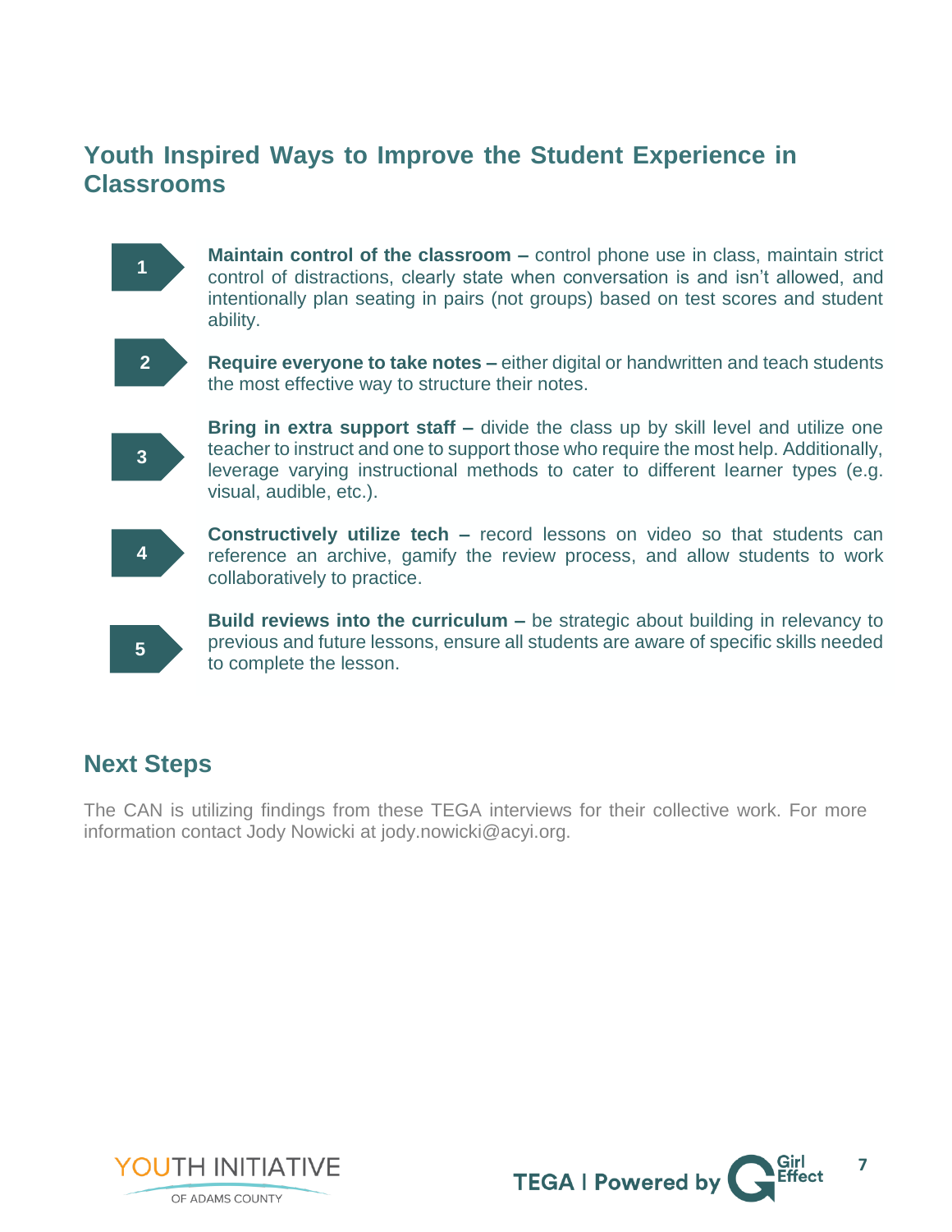## Youth Inspired Ways to Improve the Student Experience in Classrooms

1. **Maintain control of the classroom –** control phone use in class, maintain strict control of distractions, clearly state when conversation is and isn't allowed, and intentionally plan seating in pairs (not groups) based on test scores and student ability.

2. **Require everyone to take notes –** either digital or handwritten and teach students the most effective way to structure their notes.

3. **Bring in extra support staff –** divide the class up by skill level and utilize one teacher to instruct and one to support those who require the most help. Additionally, leverage varying instructional methods to cater to different learner types (e.g. visual, audible, etc.).

4. **Constructively utilize tech –** record lessons on video so that students can reference an archive, gamify the review process, and allow students to work collaboratively to practice.

5. **Build reviews into the curriculum –** be strategic about building in relevancy to previous and future lessons, ensure all students are aware of specific skills needed to complete the lesson.

## Next Steps

The CAN is utilizing findings from these TEGA interviews for their collective work. For more information contact Jody Nowicki at jody.nowicki@acyi.org.